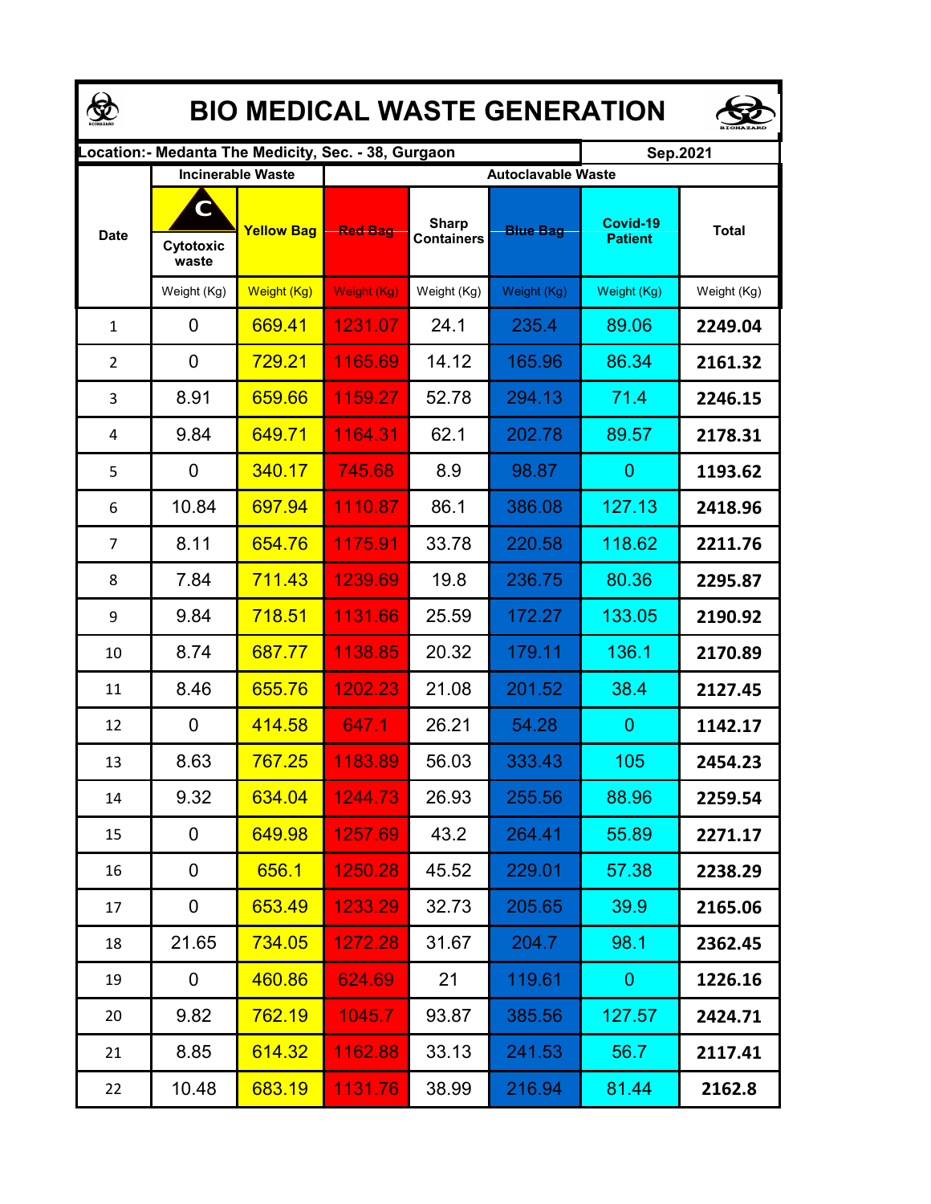# BIO MEDICAL WASTE GENERATION

| Location:- Medanta The Medicity, Sec. - 38, Gurgaon | | | | | | | Sep.2021 |
|---|---|---|---|---|---|---|---|
| Date | Incinerable Waste | | Autoclavable Waste | | | | |
| | Cytotoxic waste | Yellow Bag | Red Bag | Sharp Containers | Blue Bag | Covid-19 Patient | Total |
| | Weight (Kg) | Weight (Kg) | Weight (Kg) | Weight (Kg) | Weight (Kg) | Weight (Kg) | Weight (Kg) |
| 1 | 0 | 669.41 | 1231.07 | 24.1 | 235.4 | 89.06 | **2249.04** |
| 2 | 0 | 729.21 | 1165.69 | 14.12 | 165.96 | 86.34 | **2161.32** |
| 3 | 8.91 | 659.66 | 1159.27 | 52.78 | 294.13 | 71.4 | **2246.15** |
| 4 | 9.84 | 649.71 | 1164.31 | 62.1 | 202.78 | 89.57 | **2178.31** |
| 5 | 0 | 340.17 | 745.68 | 8.9 | 98.87 | 0 | **1193.62** |
| 6 | 10.84 | 697.94 | 1110.87 | 86.1 | 386.08 | 127.13 | **2418.96** |
| 7 | 8.11 | 654.76 | 1175.91 | 33.78 | 220.58 | 118.62 | **2211.76** |
| 8 | 7.84 | 711.43 | 1239.69 | 19.8 | 236.75 | 80.36 | **2295.87** |
| 9 | 9.84 | 718.51 | 1131.66 | 25.59 | 172.27 | 133.05 | **2190.92** |
| 10 | 8.74 | 687.77 | 1138.85 | 20.32 | 179.11 | 136.1 | **2170.89** |
| 11 | 8.46 | 655.76 | 1202.23 | 21.08 | 201.52 | 38.4 | **2127.45** |
| 12 | 0 | 414.58 | 647.1 | 26.21 | 54.28 | 0 | **1142.17** |
| 13 | 8.63 | 767.25 | 1183.89 | 56.03 | 333.43 | 105 | **2454.23** |
| 14 | 9.32 | 634.04 | 1244.73 | 26.93 | 255.56 | 88.96 | **2259.54** |
| 15 | 0 | 649.98 | 1257.69 | 43.2 | 264.41 | 55.89 | **2271.17** |
| 16 | 0 | 656.1 | 1250.28 | 45.52 | 229.01 | 57.38 | **2238.29** |
| 17 | 0 | 653.49 | 1233.29 | 32.73 | 205.65 | 39.9 | **2165.06** |
| 18 | 21.65 | 734.05 | 1272.28 | 31.67 | 204.7 | 98.1 | **2362.45** |
| 19 | 0 | 460.86 | 624.69 | 21 | 119.61 | 0 | **1226.16** |
| 20 | 9.82 | 762.19 | 1045.7 | 93.87 | 385.56 | 127.57 | **2424.71** |
| 21 | 8.85 | 614.32 | 1162.88 | 33.13 | 241.53 | 56.7 | **2117.41** |
| 22 | 10.48 | 683.19 | 1131.76 | 38.99 | 216.94 | 81.44 | **2162.8** |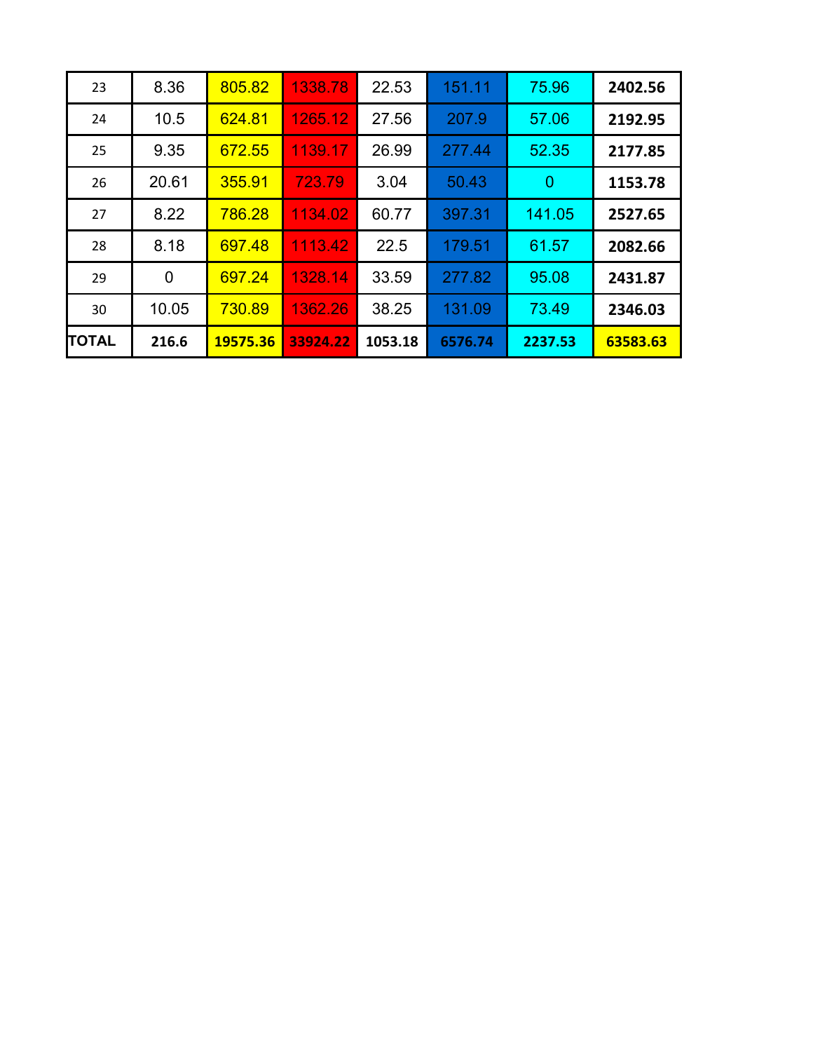| 23 | 8.36 | 805.82 | 1338.78 | 22.53 | 151.11 | 75.96 | **2402.56** |
|---|---|---|---|---|---|---|---|
| 24 | 10.5 | 624.81 | 1265.12 | 27.56 | 207.9 | 57.06 | **2192.95** |
| 25 | 9.35 | 672.55 | 1139.17 | 26.99 | 277.44 | 52.35 | **2177.85** |
| 26 | 20.61 | 355.91 | 723.79 | 3.04 | 50.43 | 0 | **1153.78** |
| 27 | 8.22 | 786.28 | 1134.02 | 60.77 | 397.31 | 141.05 | **2527.65** |
| 28 | 8.18 | 697.48 | 1113.42 | 22.5 | 179.51 | 61.57 | **2082.66** |
| 29 | 0 | 697.24 | 1328.14 | 33.59 | 277.82 | 95.08 | **2431.87** |
| 30 | 10.05 | 730.89 | 1362.26 | 38.25 | 131.09 | 73.49 | **2346.03** |
| **TOTAL** | **216.6** | **19575.36** | **33924.22** | **1053.18** | **6576.74** | **2237.53** | **63583.63** |